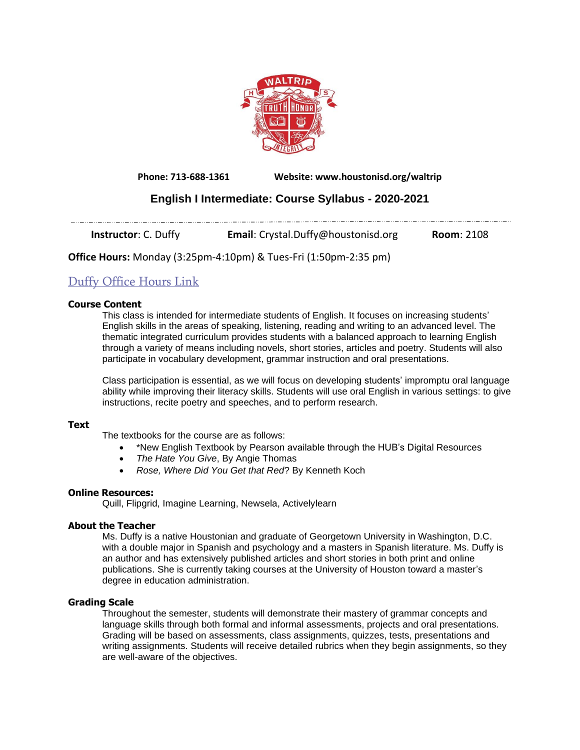Phone: 713-688-1361 Website: www.houstonisd.org/waltrip

# English I Intermediate: Course Syllabus - 2020-2021

**Instructor**: C. Duffy **Email**: Crystal.Duffy@houstonisd.org **Room**: 2108

**Office Hours:** Monday (3:25pm-4:10pm) & Tues-Fri (1:50pm-2:35 pm)

Duffy Office Hours Link

## Course Content

This class is intended for intermediate students of English. It focuses on increasing students' English skills in the areas of speaking, listening, reading and writing to an advanced level. The thematic integrated curriculum provides students with a balanced approach to learning English through a variety of means including novels, short stories, articles and poetry. Students will also participate in vocabulary development, grammar instruction and oral presentations.

Class participation is essential, as we will focus on developing students' impromptu oral language ability while improving their literacy skills. Students will use oral English in various settings: to give instructions, recite poetry and speeches, and to perform research.

## Text

The textbooks for the course are as follows:

- *New English Textbook by Pearson available through the HUB's Digital Resources
- *The Hate You Give*, By Angie Thomas
- *Rose, Where Did You Get that Red*? By Kenneth Koch

## Online Resources:

Quill, Flipgrid, Imagine Learning, Newsela, Activelylearn

## About the Teacher

Ms. Duffy is a native Houstonian and graduate of Georgetown University in Washington, D.C. with a double major in Spanish and psychology and a masters in Spanish literature. Ms. Duffy is an author and has extensively published articles and short stories in both print and online publications. She is currently taking courses at the University of Houston toward a master's degree in education administration.

## Grading Scale

Throughout the semester, students will demonstrate their mastery of grammar concepts and language skills through both formal and informal assessments, projects and oral presentations. Grading will be based on assessments, class assignments, quizzes, tests, presentations and writing assignments. Students will receive detailed rubrics when they begin assignments, so they are well-aware of the objectives.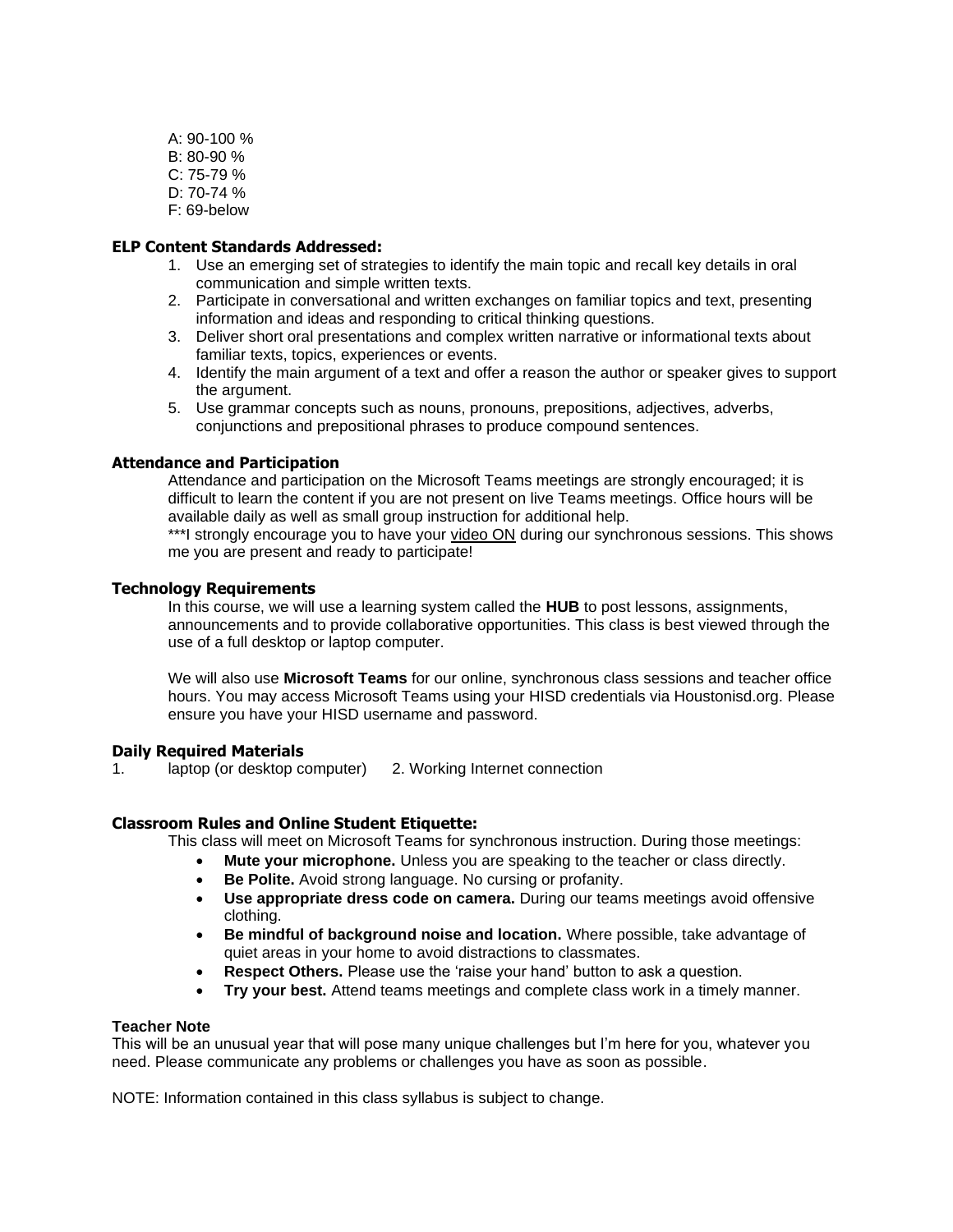A: 90-100 %
B: 80-90 %
C: 75-79 %
D: 70-74 %
F: 69-below

### ELP Content Standards Addressed:

1. Use an emerging set of strategies to identify the main topic and recall key details in oral communication and simple written texts.
2. Participate in conversational and written exchanges on familiar topics and text, presenting information and ideas and responding to critical thinking questions.
3. Deliver short oral presentations and complex written narrative or informational texts about familiar texts, topics, experiences or events.
4. Identify the main argument of a text and offer a reason the author or speaker gives to support the argument.
5. Use grammar concepts such as nouns, pronouns, prepositions, adjectives, adverbs, conjunctions and prepositional phrases to produce compound sentences.

### Attendance and Participation

Attendance and participation on the Microsoft Teams meetings are strongly encouraged; it is difficult to learn the content if you are not present on live Teams meetings. Office hours will be available daily as well as small group instruction for additional help.
***I strongly encourage you to have your video ON during our synchronous sessions. This shows me you are present and ready to participate!

### Technology Requirements

In this course, we will use a learning system called the **HUB** to post lessons, assignments, announcements and to provide collaborative opportunities. This class is best viewed through the use of a full desktop or laptop computer.

We will also use **Microsoft Teams** for our online, synchronous class sessions and teacher office hours. You may access Microsoft Teams using your HISD credentials via Houstonisd.org. Please ensure you have your HISD username and password.

### Daily Required Materials

1. laptop (or desktop computer) 2. Working Internet connection

### Classroom Rules and Online Student Etiquette:

This class will meet on Microsoft Teams for synchronous instruction. During those meetings:

- **Mute your microphone.** Unless you are speaking to the teacher or class directly.
- **Be Polite.** Avoid strong language. No cursing or profanity.
- **Use appropriate dress code on camera.** During our teams meetings avoid offensive clothing.
- **Be mindful of background noise and location.** Where possible, take advantage of quiet areas in your home to avoid distractions to classmates.
- **Respect Others.** Please use the 'raise your hand' button to ask a question.
- **Try your best.** Attend teams meetings and complete class work in a timely manner.

**Teacher Note**

This will be an unusual year that will pose many unique challenges but I'm here for you, whatever you need. Please communicate any problems or challenges you have as soon as possible.

NOTE: Information contained in this class syllabus is subject to change.